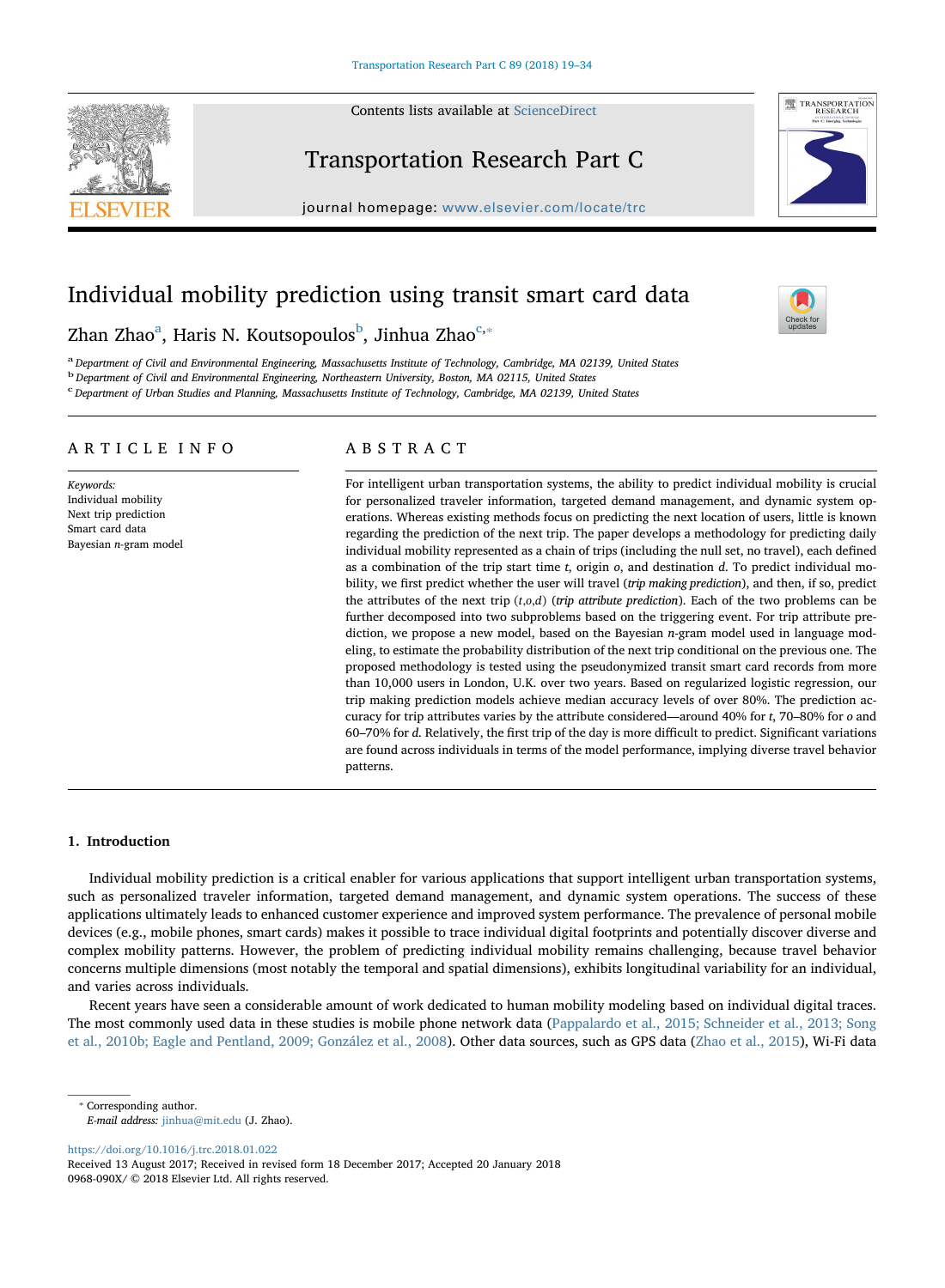# Individual mobility prediction using transit smart card data

Zhan Zhao[a], Haris N. Koutsopoulos[b], Jinhua Zhao[c,*]

[a] Department of Civil and Environmental Engineering, Massachusetts Institute of Technology, Cambridge, MA 02139, United States
[b] Department of Civil and Environmental Engineering, Northeastern University, Boston, MA 02115, United States
[c] Department of Urban Studies and Planning, Massachusetts Institute of Technology, Cambridge, MA 02139, United States

## ARTICLE INFO

*Keywords:*
Individual mobility
Next trip prediction
Smart card data
Bayesian *n*-gram model

## ABSTRACT

For intelligent urban transportation systems, the ability to predict individual mobility is crucial for personalized traveler information, targeted demand management, and dynamic system operations. Whereas existing methods focus on predicting the next location of users, little is known regarding the prediction of the next trip. The paper develops a methodology for predicting daily individual mobility represented as a chain of trips (including the null set, no travel), each defined as a combination of the trip start time *t*, origin *o*, and destination *d*. To predict individual mobility, we first predict whether the user will travel (*trip making prediction*), and then, if so, predict the attributes of the next trip $(t,o,d)$ (*trip attribute prediction*). Each of the two problems can be further decomposed into two subproblems based on the triggering event. For trip attribute prediction, we propose a new model, based on the Bayesian *n*-gram model used in language modeling, to estimate the probability distribution of the next trip conditional on the previous one. The proposed methodology is tested using the pseudonymized transit smart card records from more than 10,000 users in London, U.K. over two years. Based on regularized logistic regression, our trip making prediction models achieve median accuracy levels of over 80%. The prediction accuracy for trip attributes varies by the attribute considered—around 40% for *t*, 70–80% for *o* and 60–70% for *d*. Relatively, the first trip of the day is more difficult to predict. Significant variations are found across individuals in terms of the model performance, implying diverse travel behavior patterns.

## 1. Introduction

Individual mobility prediction is a critical enabler for various applications that support intelligent urban transportation systems, such as personalized traveler information, targeted demand management, and dynamic system operations. The success of these applications ultimately leads to enhanced customer experience and improved system performance. The prevalence of personal mobile devices (e.g., mobile phones, smart cards) makes it possible to trace individual digital footprints and potentially discover diverse and complex mobility patterns. However, the problem of predicting individual mobility remains challenging, because travel behavior concerns multiple dimensions (most notably the temporal and spatial dimensions), exhibits longitudinal variability for an individual, and varies across individuals.

Recent years have seen a considerable amount of work dedicated to human mobility modeling based on individual digital traces. The most commonly used data in these studies is mobile phone network data (Pappalardo et al., 2015; Schneider et al., 2013; Song et al., 2010b; Eagle and Pentland, 2009; González et al., 2008). Other data sources, such as GPS data (Zhao et al., 2015), Wi-Fi data

---

* Corresponding author.
*E-mail address:* jinhua@mit.edu (J. Zhao).

https://doi.org/10.1016/j.trc.2018.01.022
Received 13 August 2017; Received in revised form 18 December 2017; Accepted 20 January 2018
0968-090X/ © 2018 Elsevier Ltd. All rights reserved.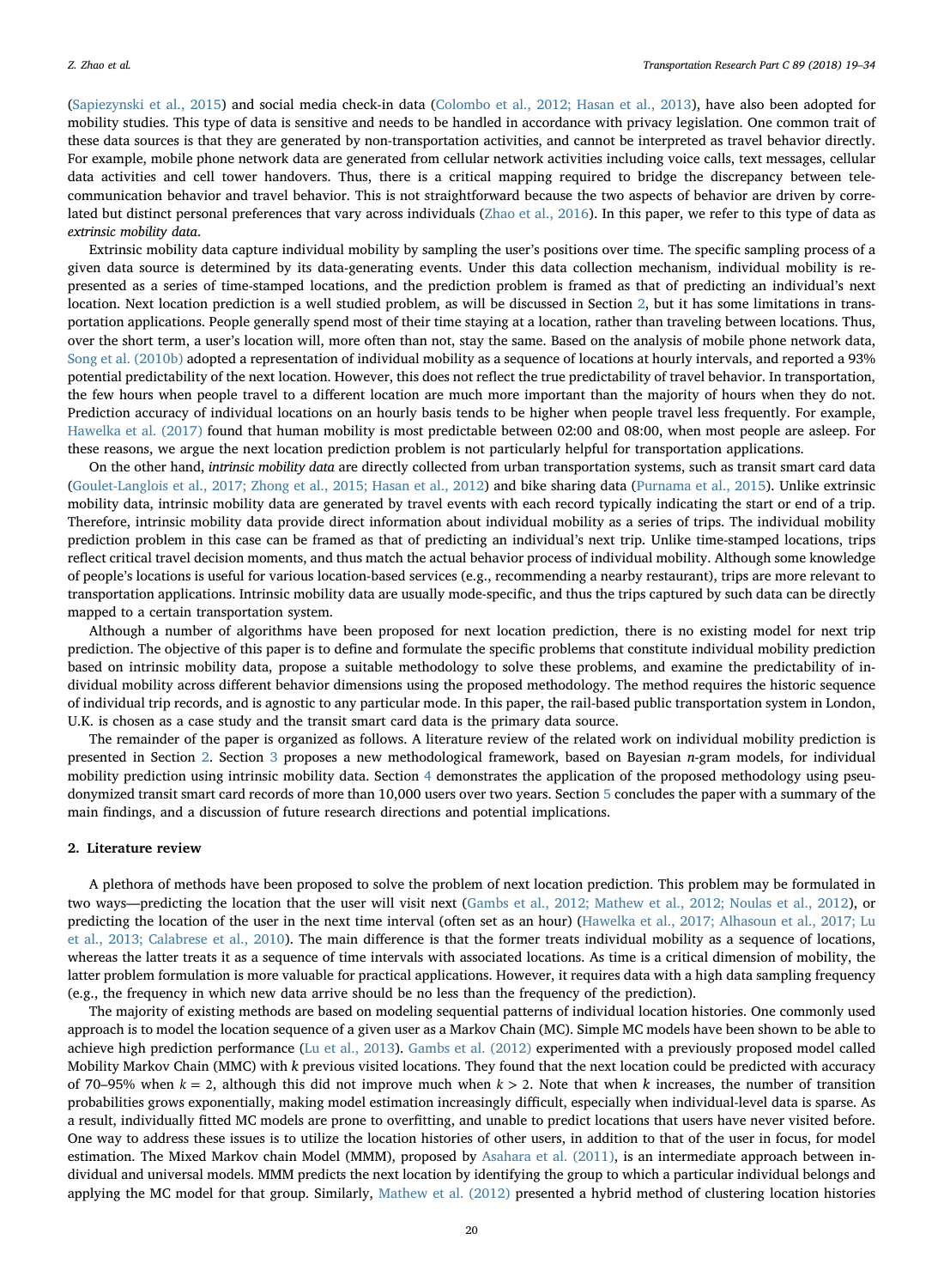(Sapiezynski et al., 2015) and social media check-in data (Colombo et al., 2012; Hasan et al., 2013), have also been adopted for mobility studies. This type of data is sensitive and needs to be handled in accordance with privacy legislation. One common trait of these data sources is that they are generated by non-transportation activities, and cannot be interpreted as travel behavior directly. For example, mobile phone network data are generated from cellular network activities including voice calls, text messages, cellular data activities and cell tower handovers. Thus, there is a critical mapping required to bridge the discrepancy between telecommunication behavior and travel behavior. This is not straightforward because the two aspects of behavior are driven by correlated but distinct personal preferences that vary across individuals (Zhao et al., 2016). In this paper, we refer to this type of data as *extrinsic mobility data*.

Extrinsic mobility data capture individual mobility by sampling the user's positions over time. The specific sampling process of a given data source is determined by its data-generating events. Under this data collection mechanism, individual mobility is represented as a series of time-stamped locations, and the prediction problem is framed as that of predicting an individual's next location. Next location prediction is a well studied problem, as will be discussed in Section 2, but it has some limitations in transportation applications. People generally spend most of their time staying at a location, rather than traveling between locations. Thus, over the short term, a user's location will, more often than not, stay the same. Based on the analysis of mobile phone network data, Song et al. (2010b) adopted a representation of individual mobility as a sequence of locations at hourly intervals, and reported a 93% potential predictability of the next location. However, this does not reflect the true predictability of travel behavior. In transportation, the few hours when people travel to a different location are much more important than the majority of hours when they do not. Prediction accuracy of individual locations on an hourly basis tends to be higher when people travel less frequently. For example, Hawelka et al. (2017) found that human mobility is most predictable between 02:00 and 08:00, when most people are asleep. For these reasons, we argue the next location prediction problem is not particularly helpful for transportation applications.

On the other hand, *intrinsic mobility data* are directly collected from urban transportation systems, such as transit smart card data (Goulet-Langlois et al., 2017; Zhong et al., 2015; Hasan et al., 2012) and bike sharing data (Purnama et al., 2015). Unlike extrinsic mobility data, intrinsic mobility data are generated by travel events with each record typically indicating the start or end of a trip. Therefore, intrinsic mobility data provide direct information about individual mobility as a series of trips. The individual mobility prediction problem in this case can be framed as that of predicting an individual's next trip. Unlike time-stamped locations, trips reflect critical travel decision moments, and thus match the actual behavior process of individual mobility. Although some knowledge of people's locations is useful for various location-based services (e.g., recommending a nearby restaurant), trips are more relevant to transportation applications. Intrinsic mobility data are usually mode-specific, and thus the trips captured by such data can be directly mapped to a certain transportation system.

Although a number of algorithms have been proposed for next location prediction, there is no existing model for next trip prediction. The objective of this paper is to define and formulate the specific problems that constitute individual mobility prediction based on intrinsic mobility data, propose a suitable methodology to solve these problems, and examine the predictability of individual mobility across different behavior dimensions using the proposed methodology. The method requires the historic sequence of individual trip records, and is agnostic to any particular mode. In this paper, the rail-based public transportation system in London, U.K. is chosen as a case study and the transit smart card data is the primary data source.

The remainder of the paper is organized as follows. A literature review of the related work on individual mobility prediction is presented in Section 2. Section 3 proposes a new methodological framework, based on Bayesian $n$-gram models, for individual mobility prediction using intrinsic mobility data. Section 4 demonstrates the application of the proposed methodology using pseudonymized transit smart card records of more than 10,000 users over two years. Section 5 concludes the paper with a summary of the main findings, and a discussion of future research directions and potential implications.

## 2. Literature review

A plethora of methods have been proposed to solve the problem of next location prediction. This problem may be formulated in two ways—predicting the location that the user will visit next (Gambs et al., 2012; Mathew et al., 2012; Noulas et al., 2012), or predicting the location of the user in the next time interval (often set as an hour) (Hawelka et al., 2017; Alhasoun et al., 2017; Lu et al., 2013; Calabrese et al., 2010). The main difference is that the former treats individual mobility as a sequence of locations, whereas the latter treats it as a sequence of time intervals with associated locations. As time is a critical dimension of mobility, the latter problem formulation is more valuable for practical applications. However, it requires data with a high data sampling frequency (e.g., the frequency in which new data arrive should be no less than the frequency of the prediction).

The majority of existing methods are based on modeling sequential patterns of individual location histories. One commonly used approach is to model the location sequence of a given user as a Markov Chain (MC). Simple MC models have been shown to be able to achieve high prediction performance (Lu et al., 2013). Gambs et al. (2012) experimented with a previously proposed model called Mobility Markov Chain (MMC) with $k$ previous visited locations. They found that the next location could be predicted with accuracy of 70–95% when $k = 2$, although this did not improve much when $k > 2$. Note that when $k$ increases, the number of transition probabilities grows exponentially, making model estimation increasingly difficult, especially when individual-level data is sparse. As a result, individually fitted MC models are prone to overfitting, and unable to predict locations that users have never visited before. One way to address these issues is to utilize the location histories of other users, in addition to that of the user in focus, for model estimation. The Mixed Markov chain Model (MMM), proposed by Asahara et al. (2011), is an intermediate approach between individual and universal models. MMM predicts the next location by identifying the group to which a particular individual belongs and applying the MC model for that group. Similarly, Mathew et al. (2012) presented a hybrid method of clustering location histories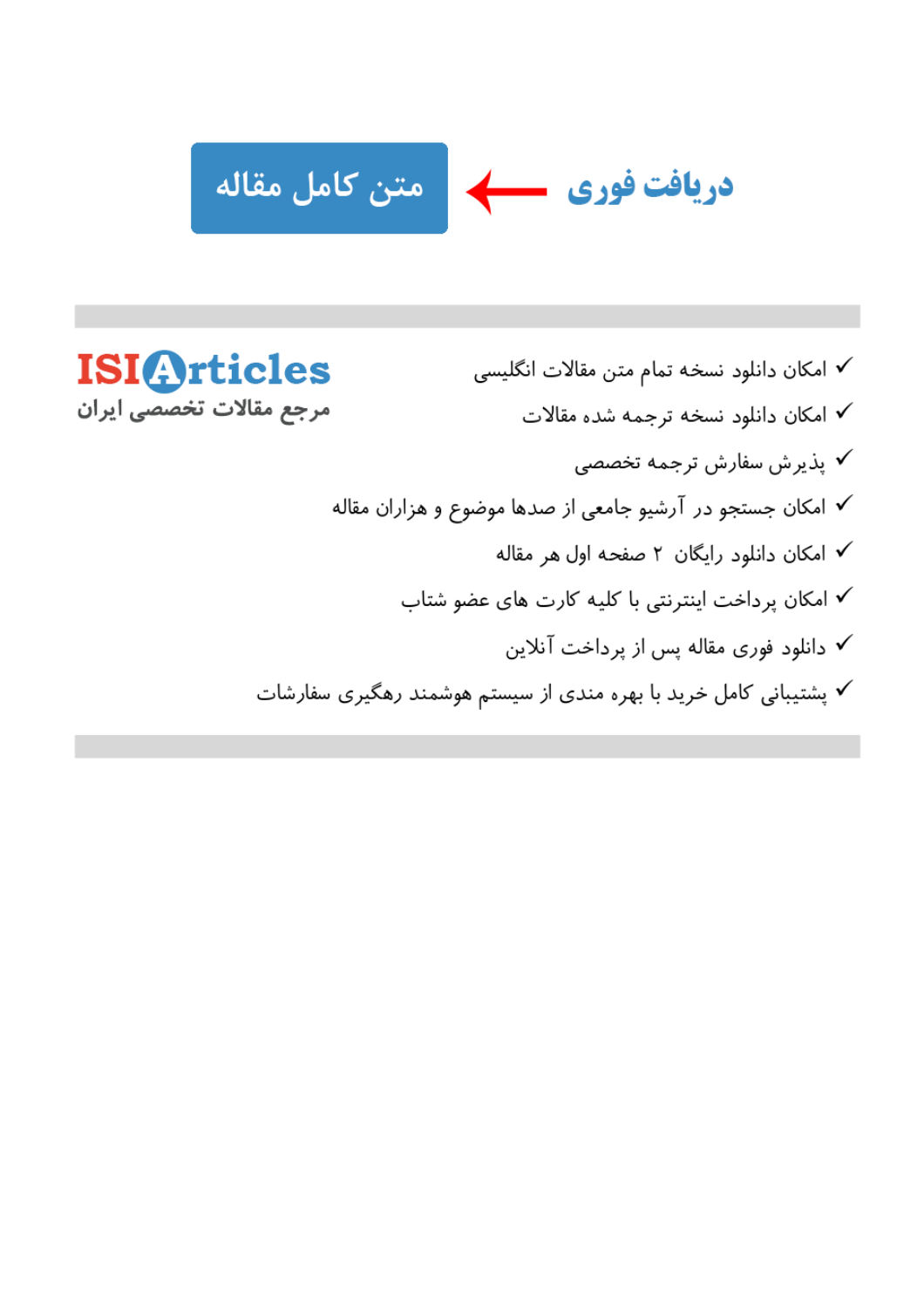دریافت فوری ← **متن کامل مقاله**

**ISIArticles**
مرجع مقالات تخصصی ایران

- ✓ امکان دانلود نسخه تمام متن مقالات انگلیسی
- ✓ امکان دانلود نسخه ترجمه شده مقالات
- ✓ پذیرش سفارش ترجمه تخصصی
- ✓ امکان جستجو در آرشیو جامعی از صدها موضوع و هزاران مقاله
- ✓ امکان دانلود رایگان ۲ صفحه اول هر مقاله
- ✓ امکان پرداخت اینترنتی با کلیه کارت های عضو شتاب
- ✓ دانلود فوری مقاله پس از پرداخت آنلاین
- ✓ پشتیبانی کامل خرید با بهره مندی از سیستم هوشمند رهگیری سفارشات